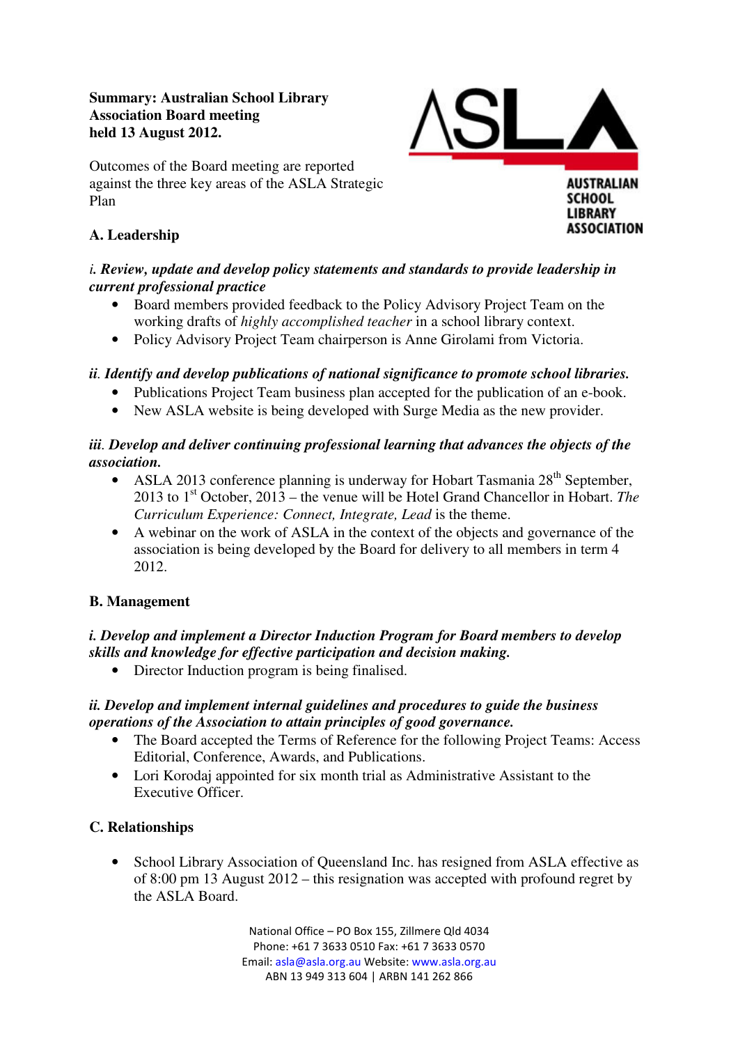**Summary: Australian School Library Association Board meeting held 13 August 2012.**

Outcomes of the Board meeting are reported against the three key areas of the ASLA Strategic Plan

AUSTRALIAN SCHOOL LIBRARY ASSOCIATION

## A. Leadership

***i. Review, update and develop policy statements and standards to provide leadership in current professional practice***

- Board members provided feedback to the Policy Advisory Project Team on the working drafts of *highly accomplished teacher* in a school library context.
- Policy Advisory Project Team chairperson is Anne Girolami from Victoria.

***ii. Identify and develop publications of national significance to promote school libraries.***

- Publications Project Team business plan accepted for the publication of an e-book.
- New ASLA website is being developed with Surge Media as the new provider.

***iii. Develop and deliver continuing professional learning that advances the objects of the association.***

- ASLA 2013 conference planning is underway for Hobart Tasmania 28th September, 2013 to 1st October, 2013 – the venue will be Hotel Grand Chancellor in Hobart. *The Curriculum Experience: Connect, Integrate, Lead* is the theme.
- A webinar on the work of ASLA in the context of the objects and governance of the association is being developed by the Board for delivery to all members in term 4 2012.

## B. Management

***i. Develop and implement a Director Induction Program for Board members to develop skills and knowledge for effective participation and decision making.***

- Director Induction program is being finalised.

***ii. Develop and implement internal guidelines and procedures to guide the business operations of the Association to attain principles of good governance.***

- The Board accepted the Terms of Reference for the following Project Teams: Access Editorial, Conference, Awards, and Publications.
- Lori Korodaj appointed for six month trial as Administrative Assistant to the Executive Officer.

## C. Relationships

- School Library Association of Queensland Inc. has resigned from ASLA effective as of 8:00 pm 13 August 2012 – this resignation was accepted with profound regret by the ASLA Board.

National Office – PO Box 155, Zillmere Qld 4034
Phone: +61 7 3633 0510 Fax: +61 7 3633 0570
Email: asla@asla.org.au Website: www.asla.org.au
ABN 13 949 313 604 | ARBN 141 262 866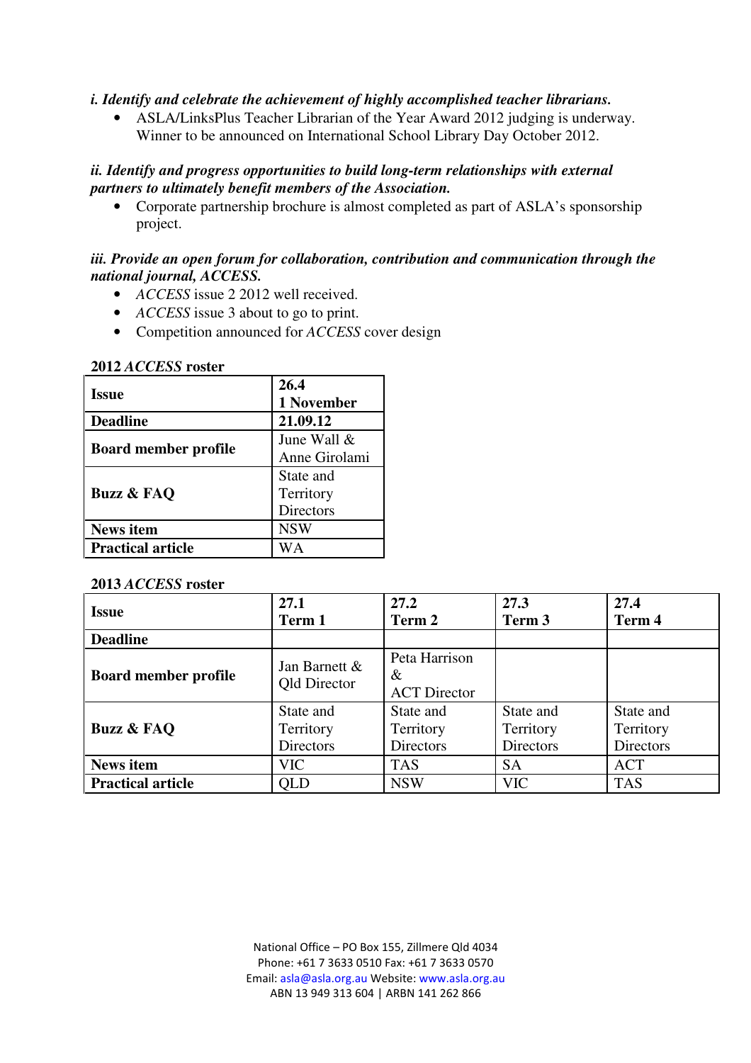*i. Identify and celebrate the achievement of highly accomplished teacher librarians.*

- ASLA/LinksPlus Teacher Librarian of the Year Award 2012 judging is underway. Winner to be announced on International School Library Day October 2012.

*ii. Identify and progress opportunities to build long-term relationships with external partners to ultimately benefit members of the Association.*

- Corporate partnership brochure is almost completed as part of ASLA's sponsorship project.

*iii. Provide an open forum for collaboration, contribution and communication through the national journal, ACCESS.*

- *ACCESS* issue 2 2012 well received.
- *ACCESS* issue 3 about to go to print.
- Competition announced for *ACCESS* cover design

**2012 *ACCESS* roster**

| **Issue** | **26.4 1 November** |
|---|---|
| **Deadline** | **21.09.12** |
| **Board member profile** | June Wall & Anne Girolami |
| **Buzz & FAQ** | State and Territory Directors |
| **News item** | NSW |
| **Practical article** | WA |

**2013 *ACCESS* roster**

| **Issue** | **27.1 Term 1** | **27.2 Term 2** | **27.3 Term 3** | **27.4 Term 4** |
|---|---|---|---|---|
| **Deadline** | | | | |
| **Board member profile** | Jan Barnett & Qld Director | Peta Harrison & ACT Director | | |
| **Buzz & FAQ** | State and Territory Directors | State and Territory Directors | State and Territory Directors | State and Territory Directors |
| **News item** | VIC | TAS | SA | ACT |
| **Practical article** | QLD | NSW | VIC | TAS |